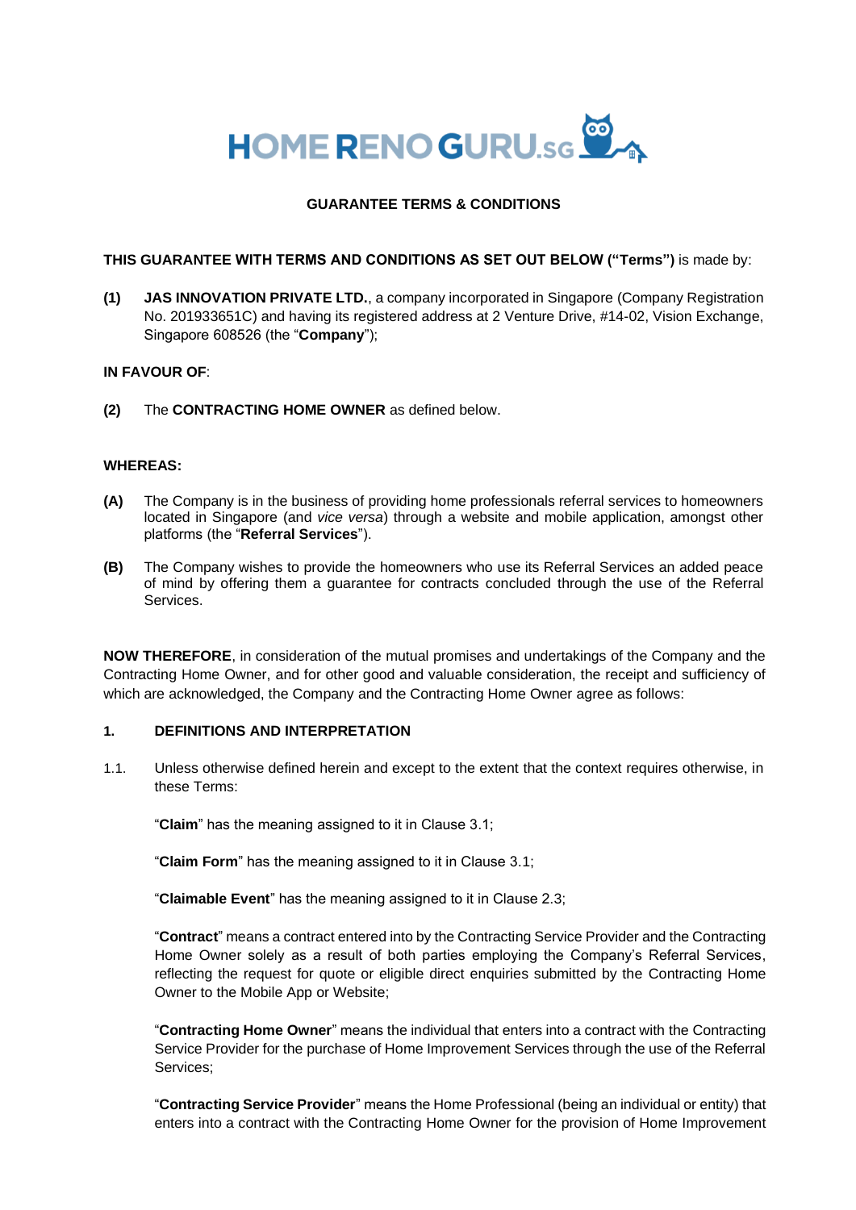# GUARANTEE TERMS & CONDITIONS

**THIS GUARANTEE WITH TERMS AND CONDITIONS AS SET OUT BELOW ("Terms")** is made by:

**(1)** **JAS INNOVATION PRIVATE LTD.**, a company incorporated in Singapore (Company Registration No. 201933651C) and having its registered address at 2 Venture Drive, #14-02, Vision Exchange, Singapore 608526 (the "**Company**");

**IN FAVOUR OF**:

**(2)** The **CONTRACTING HOME OWNER** as defined below.

**WHEREAS:**

**(A)** The Company is in the business of providing home professionals referral services to homeowners located in Singapore (and *vice versa*) through a website and mobile application, amongst other platforms (the "**Referral Services**").

**(B)** The Company wishes to provide the homeowners who use its Referral Services an added peace of mind by offering them a guarantee for contracts concluded through the use of the Referral Services.

**NOW THEREFORE**, in consideration of the mutual promises and undertakings of the Company and the Contracting Home Owner, and for other good and valuable consideration, the receipt and sufficiency of which are acknowledged, the Company and the Contracting Home Owner agree as follows:

## 1. DEFINITIONS AND INTERPRETATION

1.1. Unless otherwise defined herein and except to the extent that the context requires otherwise, in these Terms:

"**Claim**" has the meaning assigned to it in Clause 3.1;

"**Claim Form**" has the meaning assigned to it in Clause 3.1;

"**Claimable Event**" has the meaning assigned to it in Clause 2.3;

"**Contract**" means a contract entered into by the Contracting Service Provider and the Contracting Home Owner solely as a result of both parties employing the Company's Referral Services, reflecting the request for quote or eligible direct enquiries submitted by the Contracting Home Owner to the Mobile App or Website;

"**Contracting Home Owner**" means the individual that enters into a contract with the Contracting Service Provider for the purchase of Home Improvement Services through the use of the Referral Services;

"**Contracting Service Provider**" means the Home Professional (being an individual or entity) that enters into a contract with the Contracting Home Owner for the provision of Home Improvement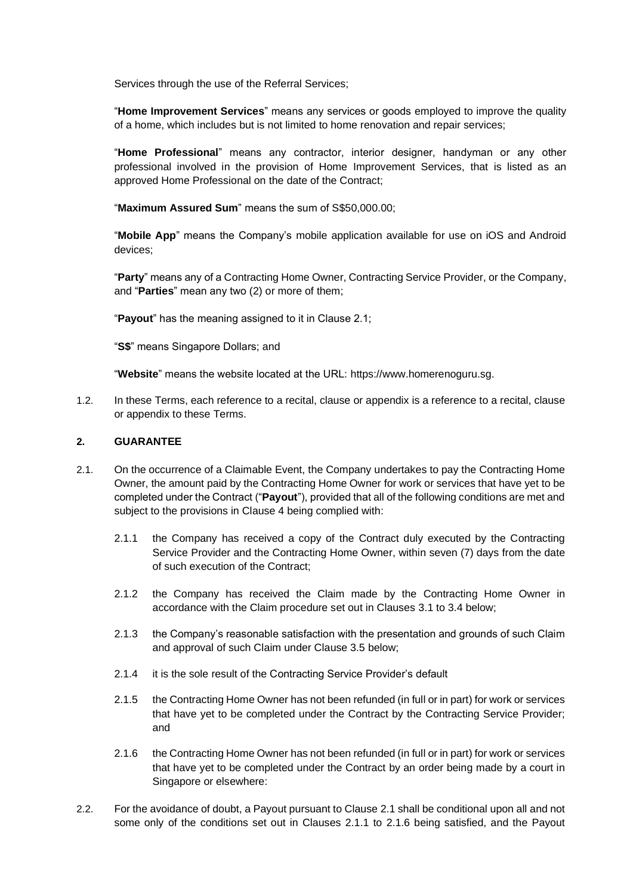Services through the use of the Referral Services;

"**Home Improvement Services**" means any services or goods employed to improve the quality of a home, which includes but is not limited to home renovation and repair services;

"**Home Professional**" means any contractor, interior designer, handyman or any other professional involved in the provision of Home Improvement Services, that is listed as an approved Home Professional on the date of the Contract;

"**Maximum Assured Sum**" means the sum of S$50,000.00;

"**Mobile App**" means the Company's mobile application available for use on iOS and Android devices;

"**Party**" means any of a Contracting Home Owner, Contracting Service Provider, or the Company, and "**Parties**" mean any two (2) or more of them;

"**Payout**" has the meaning assigned to it in Clause 2.1;

"**S$**" means Singapore Dollars; and

"**Website**" means the website located at the URL: https://www.homerenoguru.sg.

1.2. In these Terms, each reference to a recital, clause or appendix is a reference to a recital, clause or appendix to these Terms.

## 2. GUARANTEE

2.1. On the occurrence of a Claimable Event, the Company undertakes to pay the Contracting Home Owner, the amount paid by the Contracting Home Owner for work or services that have yet to be completed under the Contract ("**Payout**"), provided that all of the following conditions are met and subject to the provisions in Clause 4 being complied with:

2.1.1 the Company has received a copy of the Contract duly executed by the Contracting Service Provider and the Contracting Home Owner, within seven (7) days from the date of such execution of the Contract;

2.1.2 the Company has received the Claim made by the Contracting Home Owner in accordance with the Claim procedure set out in Clauses 3.1 to 3.4 below;

2.1.3 the Company's reasonable satisfaction with the presentation and grounds of such Claim and approval of such Claim under Clause 3.5 below;

2.1.4 it is the sole result of the Contracting Service Provider's default

2.1.5 the Contracting Home Owner has not been refunded (in full or in part) for work or services that have yet to be completed under the Contract by the Contracting Service Provider; and

2.1.6 the Contracting Home Owner has not been refunded (in full or in part) for work or services that have yet to be completed under the Contract by an order being made by a court in Singapore or elsewhere:

2.2. For the avoidance of doubt, a Payout pursuant to Clause 2.1 shall be conditional upon all and not some only of the conditions set out in Clauses 2.1.1 to 2.1.6 being satisfied, and the Payout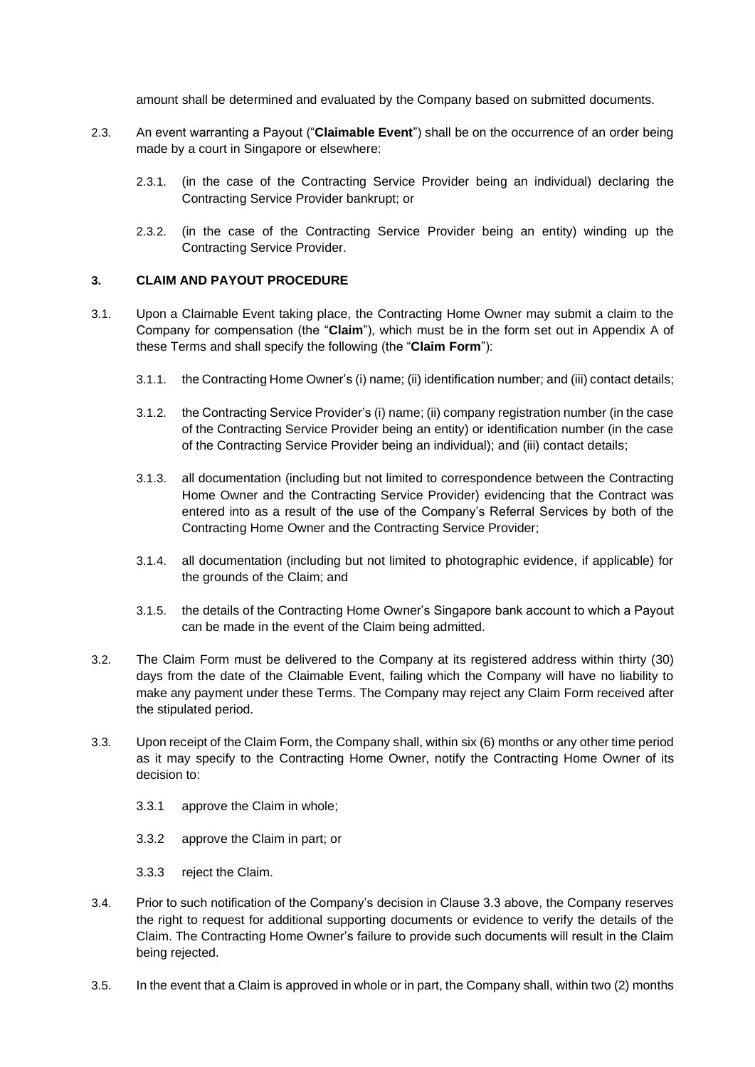amount shall be determined and evaluated by the Company based on submitted documents.

2.3. An event warranting a Payout ("**Claimable Event**") shall be on the occurrence of an order being made by a court in Singapore or elsewhere:

2.3.1. (in the case of the Contracting Service Provider being an individual) declaring the Contracting Service Provider bankrupt; or

2.3.2. (in the case of the Contracting Service Provider being an entity) winding up the Contracting Service Provider.

### 3. CLAIM AND PAYOUT PROCEDURE

3.1. Upon a Claimable Event taking place, the Contracting Home Owner may submit a claim to the Company for compensation (the "**Claim**"), which must be in the form set out in Appendix A of these Terms and shall specify the following (the "**Claim Form**"):

3.1.1. the Contracting Home Owner's (i) name; (ii) identification number; and (iii) contact details;

3.1.2. the Contracting Service Provider's (i) name; (ii) company registration number (in the case of the Contracting Service Provider being an entity) or identification number (in the case of the Contracting Service Provider being an individual); and (iii) contact details;

3.1.3. all documentation (including but not limited to correspondence between the Contracting Home Owner and the Contracting Service Provider) evidencing that the Contract was entered into as a result of the use of the Company's Referral Services by both of the Contracting Home Owner and the Contracting Service Provider;

3.1.4. all documentation (including but not limited to photographic evidence, if applicable) for the grounds of the Claim; and

3.1.5. the details of the Contracting Home Owner's Singapore bank account to which a Payout can be made in the event of the Claim being admitted.

3.2. The Claim Form must be delivered to the Company at its registered address within thirty (30) days from the date of the Claimable Event, failing which the Company will have no liability to make any payment under these Terms. The Company may reject any Claim Form received after the stipulated period.

3.3. Upon receipt of the Claim Form, the Company shall, within six (6) months or any other time period as it may specify to the Contracting Home Owner, notify the Contracting Home Owner of its decision to:

3.3.1 approve the Claim in whole;

3.3.2 approve the Claim in part; or

3.3.3 reject the Claim.

3.4. Prior to such notification of the Company's decision in Clause 3.3 above, the Company reserves the right to request for additional supporting documents or evidence to verify the details of the Claim. The Contracting Home Owner's failure to provide such documents will result in the Claim being rejected.

3.5. In the event that a Claim is approved in whole or in part, the Company shall, within two (2) months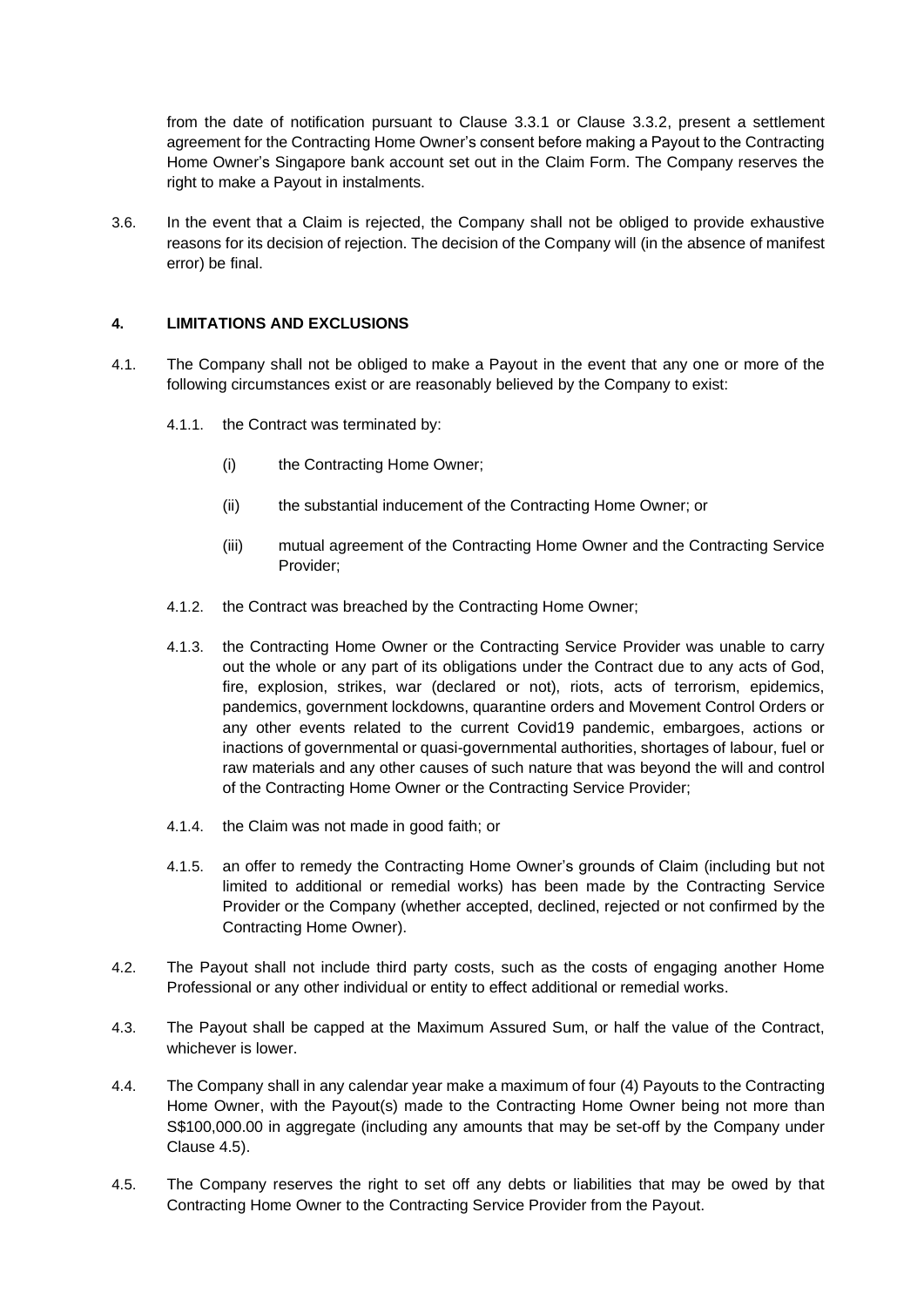from the date of notification pursuant to Clause 3.3.1 or Clause 3.3.2, present a settlement agreement for the Contracting Home Owner's consent before making a Payout to the Contracting Home Owner's Singapore bank account set out in the Claim Form. The Company reserves the right to make a Payout in instalments.

3.6. In the event that a Claim is rejected, the Company shall not be obliged to provide exhaustive reasons for its decision of rejection. The decision of the Company will (in the absence of manifest error) be final.

## 4. LIMITATIONS AND EXCLUSIONS

4.1. The Company shall not be obliged to make a Payout in the event that any one or more of the following circumstances exist or are reasonably believed by the Company to exist:

4.1.1. the Contract was terminated by:

(i) the Contracting Home Owner;

(ii) the substantial inducement of the Contracting Home Owner; or

(iii) mutual agreement of the Contracting Home Owner and the Contracting Service Provider;

4.1.2. the Contract was breached by the Contracting Home Owner;

4.1.3. the Contracting Home Owner or the Contracting Service Provider was unable to carry out the whole or any part of its obligations under the Contract due to any acts of God, fire, explosion, strikes, war (declared or not), riots, acts of terrorism, epidemics, pandemics, government lockdowns, quarantine orders and Movement Control Orders or any other events related to the current Covid19 pandemic, embargoes, actions or inactions of governmental or quasi-governmental authorities, shortages of labour, fuel or raw materials and any other causes of such nature that was beyond the will and control of the Contracting Home Owner or the Contracting Service Provider;

4.1.4. the Claim was not made in good faith; or

4.1.5. an offer to remedy the Contracting Home Owner's grounds of Claim (including but not limited to additional or remedial works) has been made by the Contracting Service Provider or the Company (whether accepted, declined, rejected or not confirmed by the Contracting Home Owner).

4.2. The Payout shall not include third party costs, such as the costs of engaging another Home Professional or any other individual or entity to effect additional or remedial works.

4.3. The Payout shall be capped at the Maximum Assured Sum, or half the value of the Contract, whichever is lower.

4.4. The Company shall in any calendar year make a maximum of four (4) Payouts to the Contracting Home Owner, with the Payout(s) made to the Contracting Home Owner being not more than S$100,000.00 in aggregate (including any amounts that may be set-off by the Company under Clause 4.5).

4.5. The Company reserves the right to set off any debts or liabilities that may be owed by that Contracting Home Owner to the Contracting Service Provider from the Payout.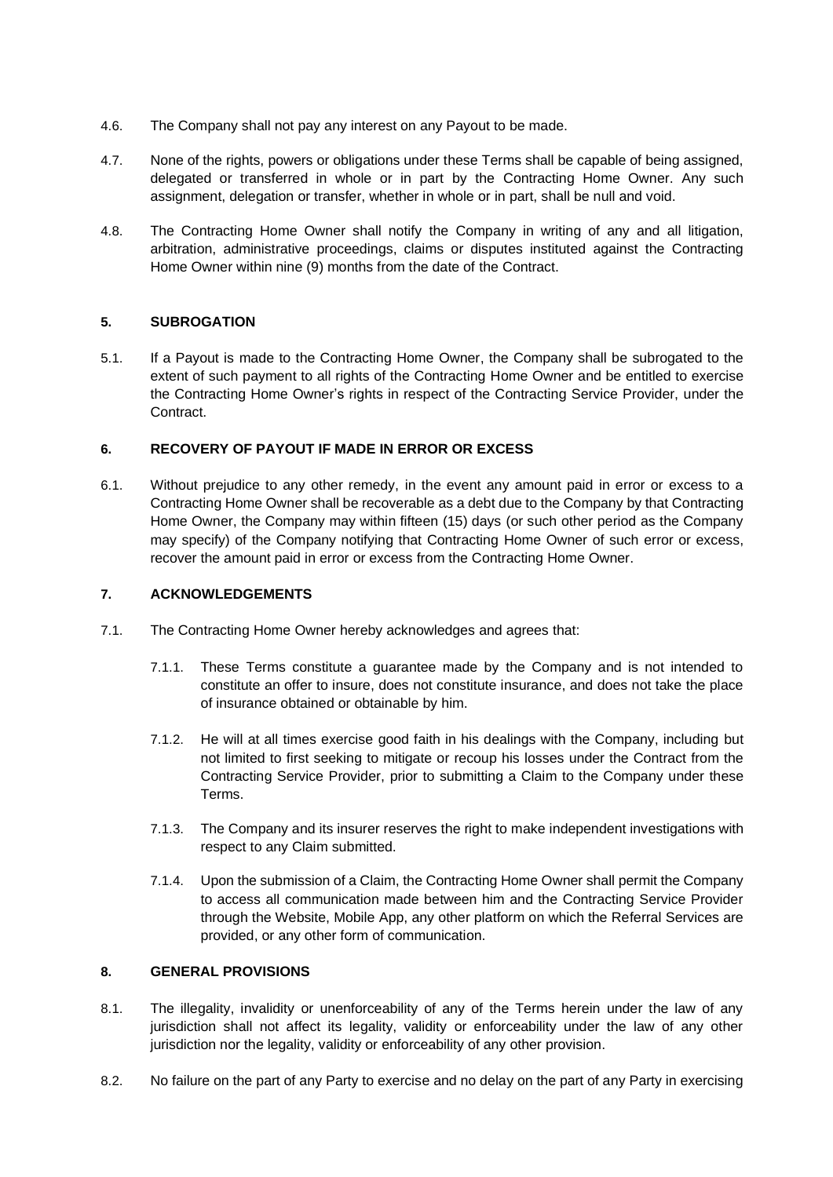4.6. The Company shall not pay any interest on any Payout to be made.

4.7. None of the rights, powers or obligations under these Terms shall be capable of being assigned, delegated or transferred in whole or in part by the Contracting Home Owner. Any such assignment, delegation or transfer, whether in whole or in part, shall be null and void.

4.8. The Contracting Home Owner shall notify the Company in writing of any and all litigation, arbitration, administrative proceedings, claims or disputes instituted against the Contracting Home Owner within nine (9) months from the date of the Contract.

## 5. SUBROGATION

5.1. If a Payout is made to the Contracting Home Owner, the Company shall be subrogated to the extent of such payment to all rights of the Contracting Home Owner and be entitled to exercise the Contracting Home Owner's rights in respect of the Contracting Service Provider, under the Contract.

## 6. RECOVERY OF PAYOUT IF MADE IN ERROR OR EXCESS

6.1. Without prejudice to any other remedy, in the event any amount paid in error or excess to a Contracting Home Owner shall be recoverable as a debt due to the Company by that Contracting Home Owner, the Company may within fifteen (15) days (or such other period as the Company may specify) of the Company notifying that Contracting Home Owner of such error or excess, recover the amount paid in error or excess from the Contracting Home Owner.

## 7. ACKNOWLEDGEMENTS

7.1. The Contracting Home Owner hereby acknowledges and agrees that:

7.1.1. These Terms constitute a guarantee made by the Company and is not intended to constitute an offer to insure, does not constitute insurance, and does not take the place of insurance obtained or obtainable by him.

7.1.2. He will at all times exercise good faith in his dealings with the Company, including but not limited to first seeking to mitigate or recoup his losses under the Contract from the Contracting Service Provider, prior to submitting a Claim to the Company under these Terms.

7.1.3. The Company and its insurer reserves the right to make independent investigations with respect to any Claim submitted.

7.1.4. Upon the submission of a Claim, the Contracting Home Owner shall permit the Company to access all communication made between him and the Contracting Service Provider through the Website, Mobile App, any other platform on which the Referral Services are provided, or any other form of communication.

## 8. GENERAL PROVISIONS

8.1. The illegality, invalidity or unenforceability of any of the Terms herein under the law of any jurisdiction shall not affect its legality, validity or enforceability under the law of any other jurisdiction nor the legality, validity or enforceability of any other provision.

8.2. No failure on the part of any Party to exercise and no delay on the part of any Party in exercising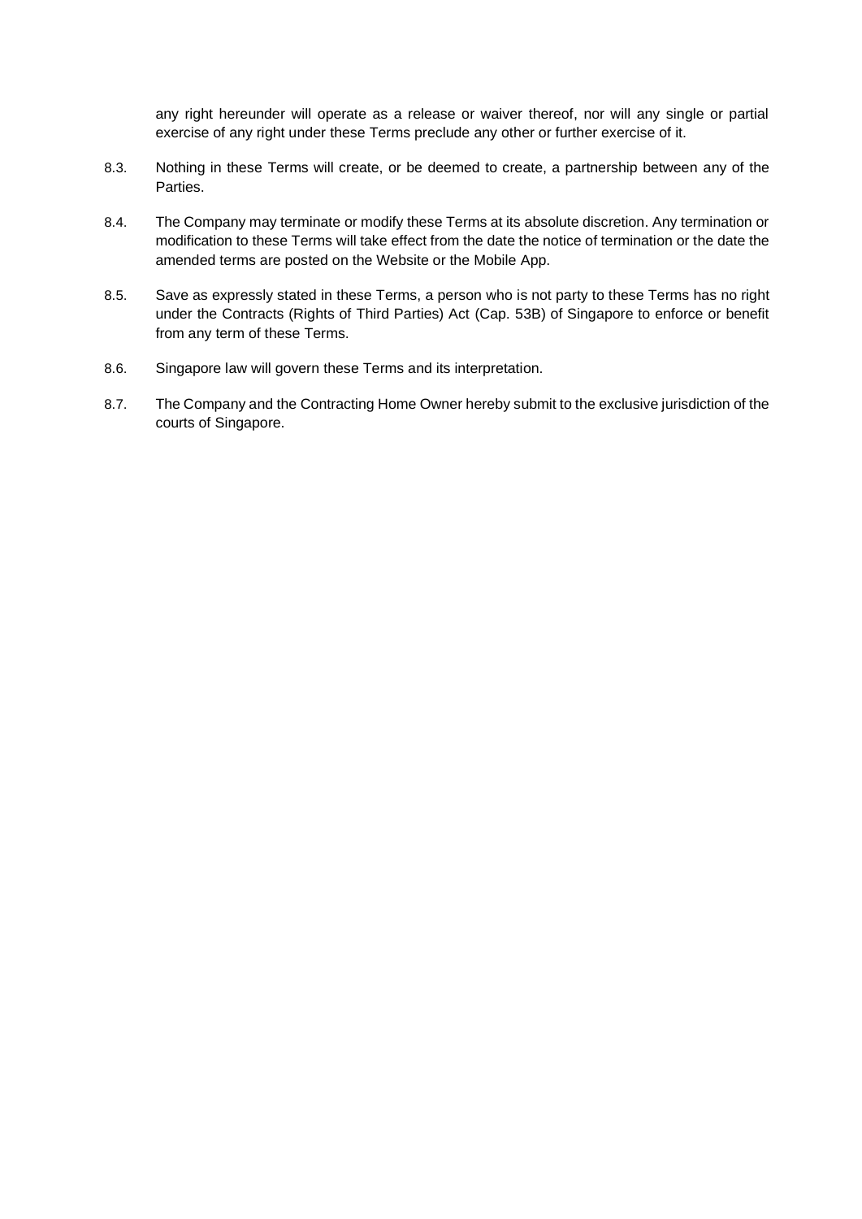any right hereunder will operate as a release or waiver thereof, nor will any single or partial exercise of any right under these Terms preclude any other or further exercise of it.

8.3. Nothing in these Terms will create, or be deemed to create, a partnership between any of the Parties.

8.4. The Company may terminate or modify these Terms at its absolute discretion. Any termination or modification to these Terms will take effect from the date the notice of termination or the date the amended terms are posted on the Website or the Mobile App.

8.5. Save as expressly stated in these Terms, a person who is not party to these Terms has no right under the Contracts (Rights of Third Parties) Act (Cap. 53B) of Singapore to enforce or benefit from any term of these Terms.

8.6. Singapore law will govern these Terms and its interpretation.

8.7. The Company and the Contracting Home Owner hereby submit to the exclusive jurisdiction of the courts of Singapore.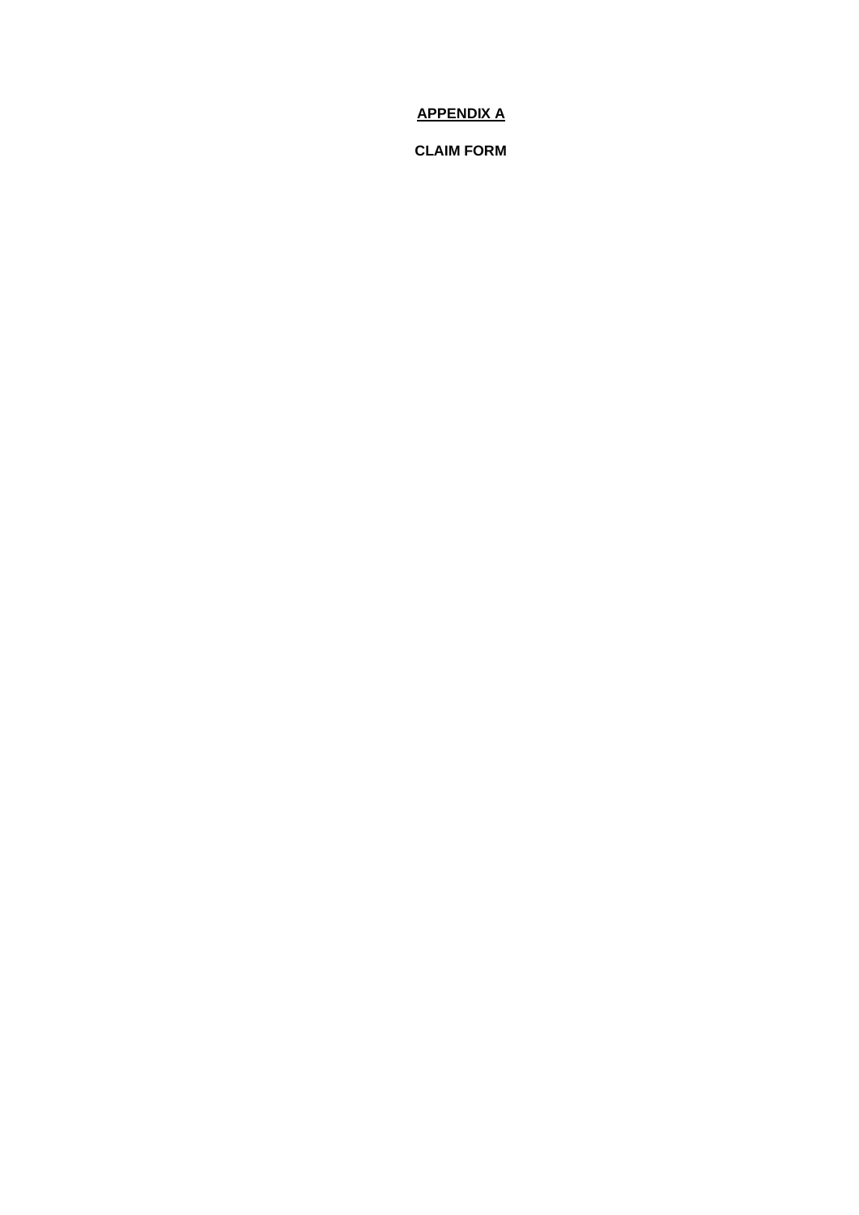# APPENDIX A

**CLAIM FORM**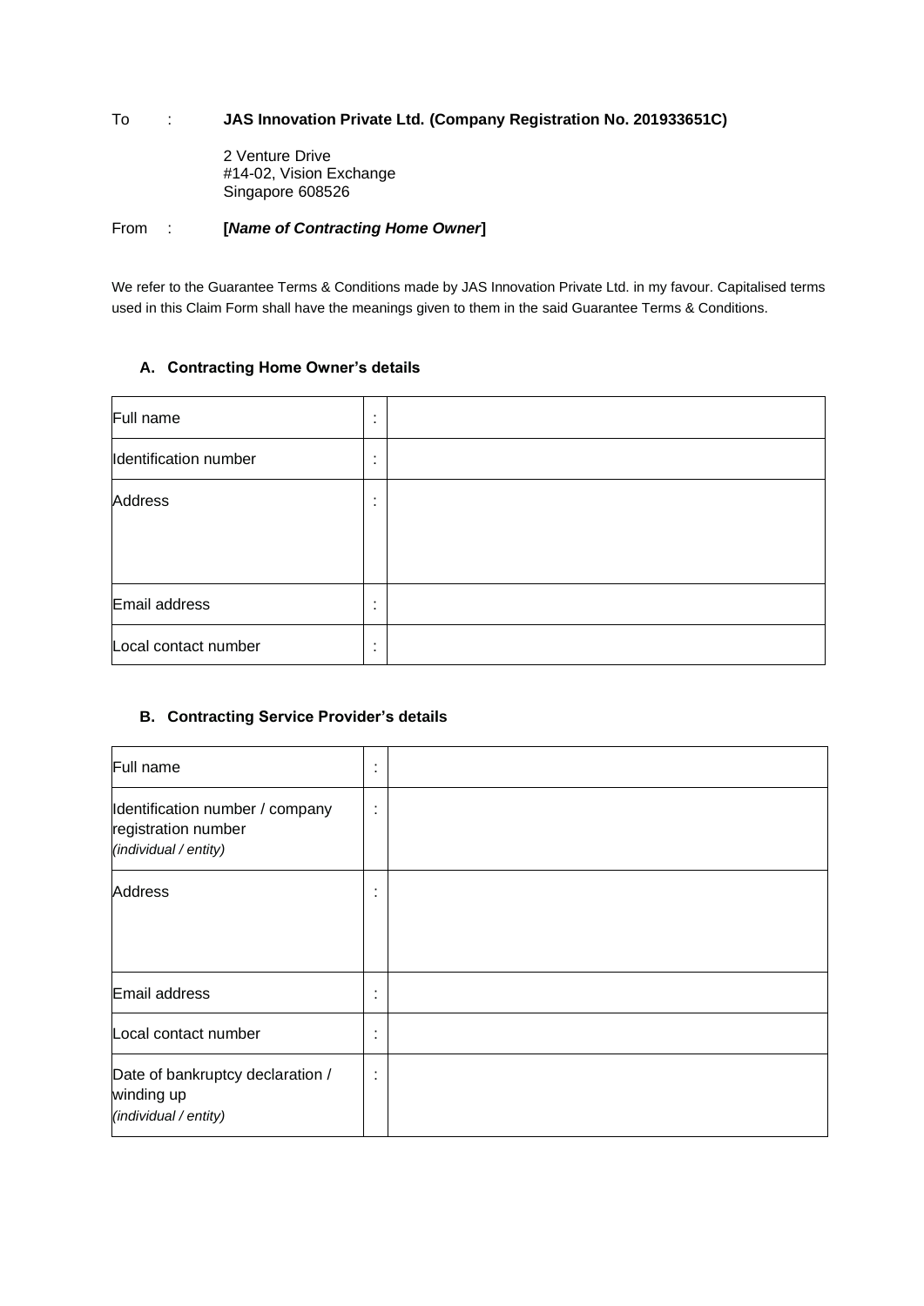To : **JAS Innovation Private Ltd. (Company Registration No. 201933651C)**

2 Venture Drive
#14-02, Vision Exchange
Singapore 608526

From : **[*Name of Contracting Home Owner*]**

We refer to the Guarantee Terms & Conditions made by JAS Innovation Private Ltd. in my favour. Capitalised terms used in this Claim Form shall have the meanings given to them in the said Guarantee Terms & Conditions.

### A. Contracting Home Owner's details

| | | |
|---|---|---|
| Full name | : | |
| Identification number | : | |
| Address | : | |
| Email address | : | |
| Local contact number | : | |

### B. Contracting Service Provider's details

| | | |
|---|---|---|
| Full name | : | |
| Identification number / company registration number *(individual / entity)* | : | |
| Address | : | |
| Email address | : | |
| Local contact number | : | |
| Date of bankruptcy declaration / winding up *(individual / entity)* | : | |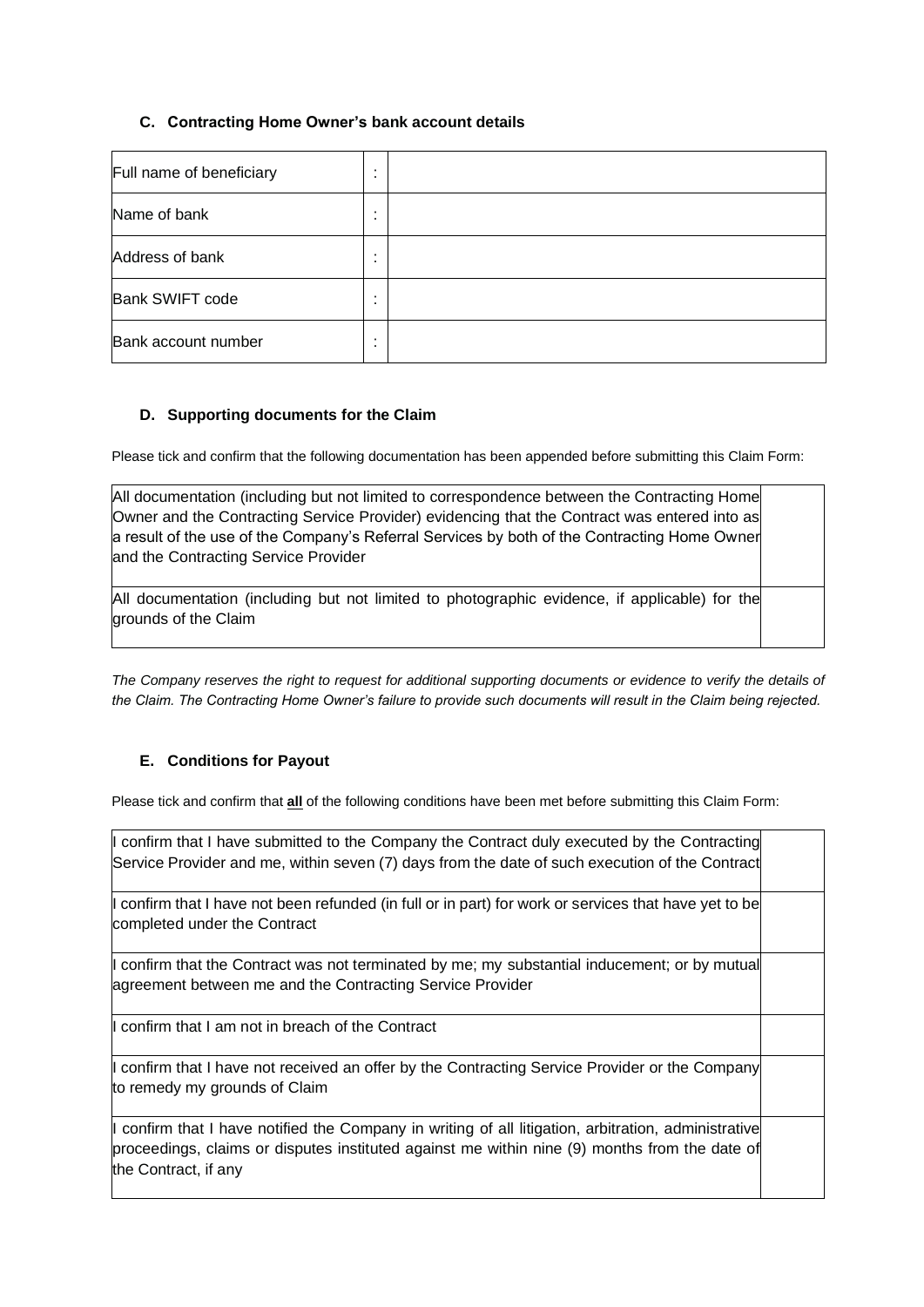### C. Contracting Home Owner's bank account details

| | | |
|---|---|---|
| Full name of beneficiary | : | |
| Name of bank | : | |
| Address of bank | : | |
| Bank SWIFT code | : | |
| Bank account number | : | |

### D. Supporting documents for the Claim

Please tick and confirm that the following documentation has been appended before submitting this Claim Form:

| | |
|---|---|
| All documentation (including but not limited to correspondence between the Contracting Home Owner and the Contracting Service Provider) evidencing that the Contract was entered into as a result of the use of the Company's Referral Services by both of the Contracting Home Owner and the Contracting Service Provider | |
| All documentation (including but not limited to photographic evidence, if applicable) for the grounds of the Claim | |

*The Company reserves the right to request for additional supporting documents or evidence to verify the details of the Claim. The Contracting Home Owner's failure to provide such documents will result in the Claim being rejected.*

### E. Conditions for Payout

Please tick and confirm that **all** of the following conditions have been met before submitting this Claim Form:

| | |
|---|---|
| I confirm that I have submitted to the Company the Contract duly executed by the Contracting Service Provider and me, within seven (7) days from the date of such execution of the Contract | |
| I confirm that I have not been refunded (in full or in part) for work or services that have yet to be completed under the Contract | |
| I confirm that the Contract was not terminated by me; my substantial inducement; or by mutual agreement between me and the Contracting Service Provider | |
| I confirm that I am not in breach of the Contract | |
| I confirm that I have not received an offer by the Contracting Service Provider or the Company to remedy my grounds of Claim | |
| I confirm that I have notified the Company in writing of all litigation, arbitration, administrative proceedings, claims or disputes instituted against me within nine (9) months from the date of the Contract, if any | |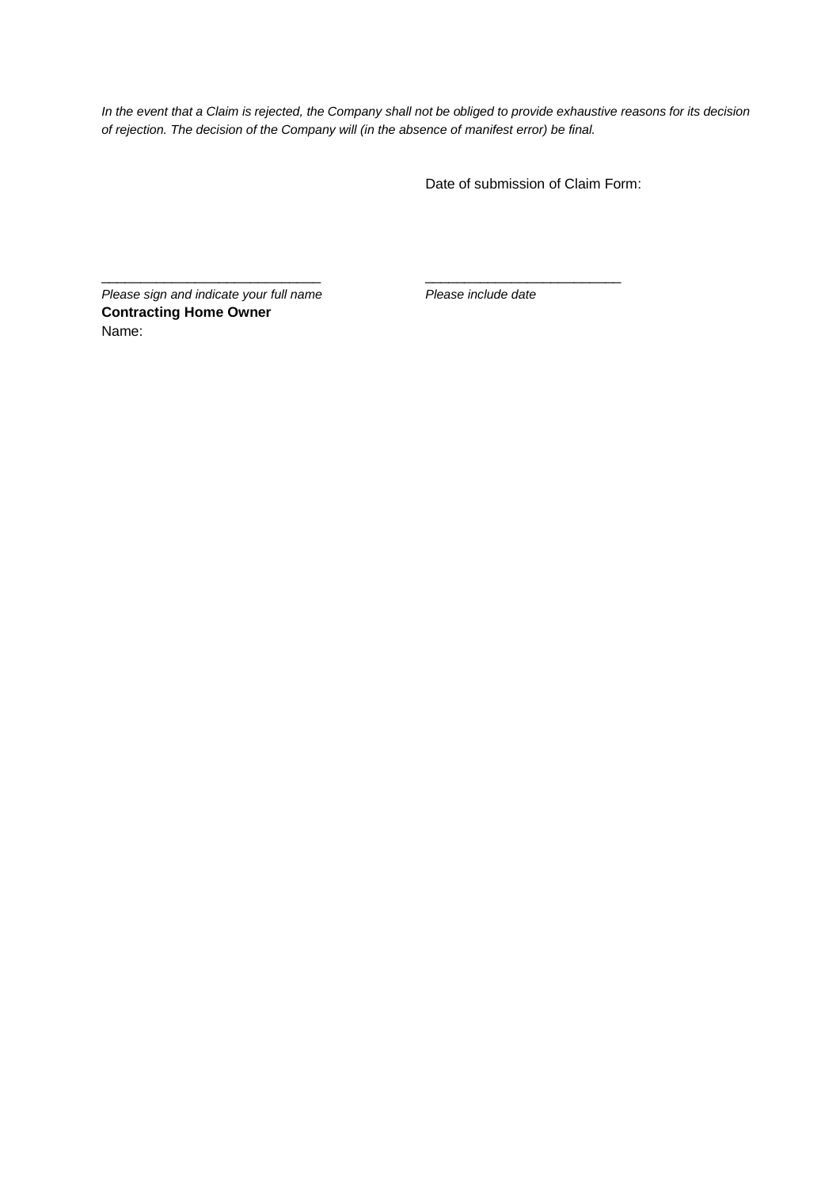*In the event that a Claim is rejected, the Company shall not be obliged to provide exhaustive reasons for its decision of rejection. The decision of the Company will (in the absence of manifest error) be final.*

Date of submission of Claim Form:

______________________________ ___________________________

*Please sign and indicate your full name* *Please include date*

**Contracting Home Owner**

Name: